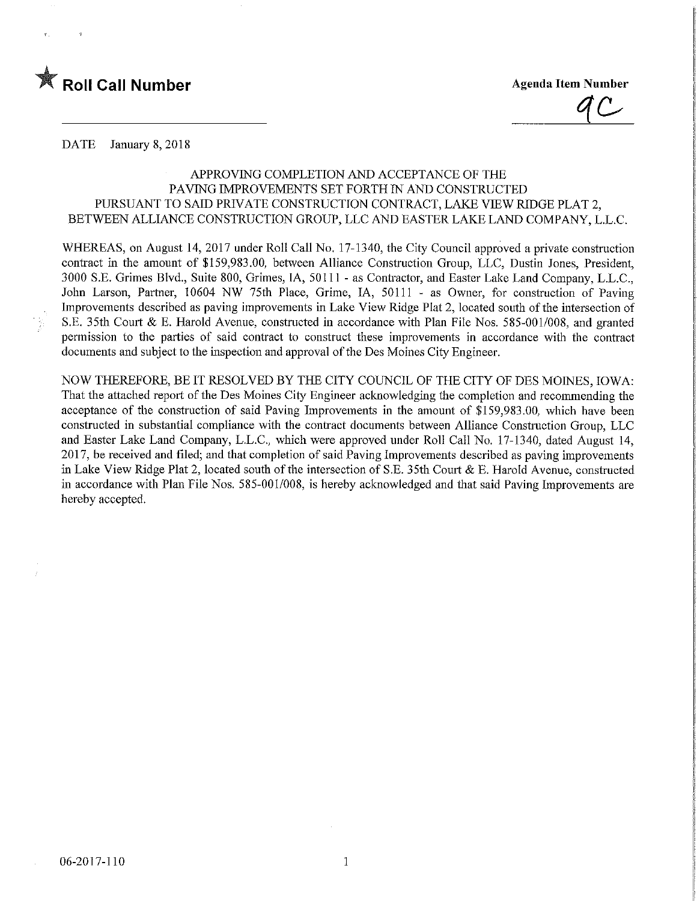★ **Roll Call Number**

**Agenda Item Number**

9C

DATE January 8, 2018

APPROVING COMPLETION AND ACCEPTANCE OF THE PAVING IMPROVEMENTS SET FORTH IN AND CONSTRUCTED PURSUANT TO SAID PRIVATE CONSTRUCTION CONTRACT, LAKE VIEW RIDGE PLAT 2, BETWEEN ALLIANCE CONSTRUCTION GROUP, LLC AND EASTER LAKE LAND COMPANY, L.L.C.

WHEREAS, on August 14, 2017 under Roll Call No. 17-1340, the City Council approved a private construction contract in the amount of $159,983.00, between Alliance Construction Group, LLC, Dustin Jones, President, 3000 S.E. Grimes Blvd., Suite 800, Grimes, IA, 50111 - as Contractor, and Easter Lake Land Company, L.L.C., John Larson, Partner, 10604 NW 75th Place, Grime, IA, 50111 - as Owner, for construction of Paving Improvements described as paving improvements in Lake View Ridge Plat 2, located south of the intersection of S.E. 35th Court & E. Harold Avenue, constructed in accordance with Plan File Nos. 585-001/008, and granted permission to the parties of said contract to construct these improvements in accordance with the contract documents and subject to the inspection and approval of the Des Moines City Engineer.

NOW THEREFORE, BE IT RESOLVED BY THE CITY COUNCIL OF THE CITY OF DES MOINES, IOWA: That the attached report of the Des Moines City Engineer acknowledging the completion and recommending the acceptance of the construction of said Paving Improvements in the amount of $159,983.00, which have been constructed in substantial compliance with the contract documents between Alliance Construction Group, LLC and Easter Lake Land Company, L.L.C., which were approved under Roll Call No. 17-1340, dated August 14, 2017, be received and filed; and that completion of said Paving Improvements described as paving improvements in Lake View Ridge Plat 2, located south of the intersection of S.E. 35th Court & E. Harold Avenue, constructed in accordance with Plan File Nos. 585-001/008, is hereby acknowledged and that said Paving Improvements are hereby accepted.

06-2017-110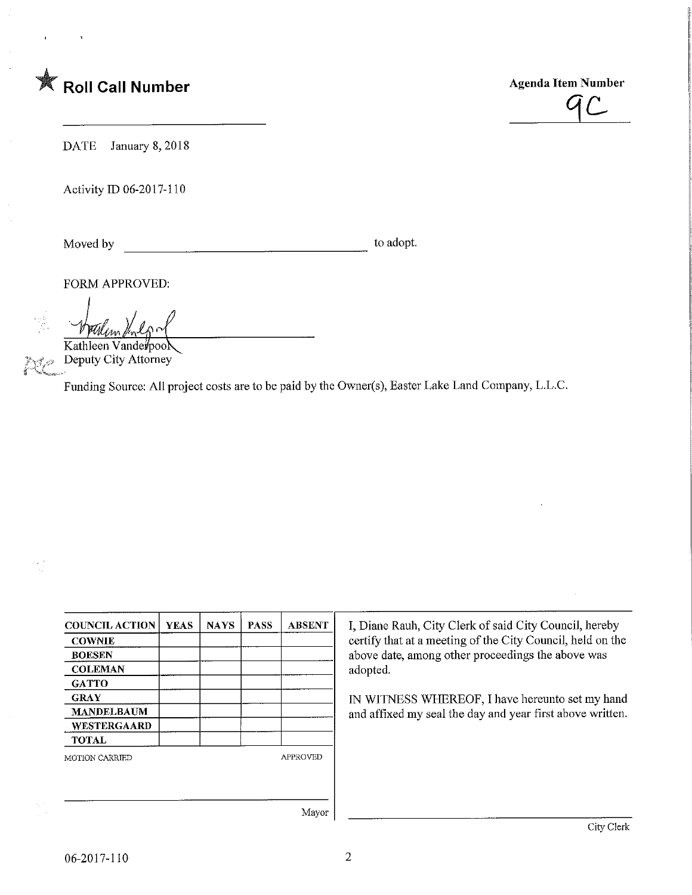★ **Roll Call Number**

**Agenda Item Number**

9C

DATE January 8, 2018

Activity ID 06-2017-110

Moved by ________________________________ to adopt.

FORM APPROVED:

Kathleen Vanderpool
Deputy City Attorney

Funding Source: All project costs are to be paid by the Owner(s), Easter Lake Land Company, L.L.C.

| COUNCIL ACTION | YEAS | NAYS | PASS | ABSENT |
|---|---|---|---|---|
| COWNIE | | | | |
| BOESEN | | | | |
| COLEMAN | | | | |
| GATTO | | | | |
| GRAY | | | | |
| MANDELBAUM | | | | |
| WESTERGAARD | | | | |
| TOTAL | | | | |

MOTION CARRIED APPROVED

________________________________
Mayor

I, Diane Rauh, City Clerk of said City Council, hereby certify that at a meeting of the City Council, held on the above date, among other proceedings the above was adopted.

IN WITNESS WHEREOF, I have hereunto set my hand and affixed my seal the day and year first above written.

________________________________
City Clerk

06-2017-110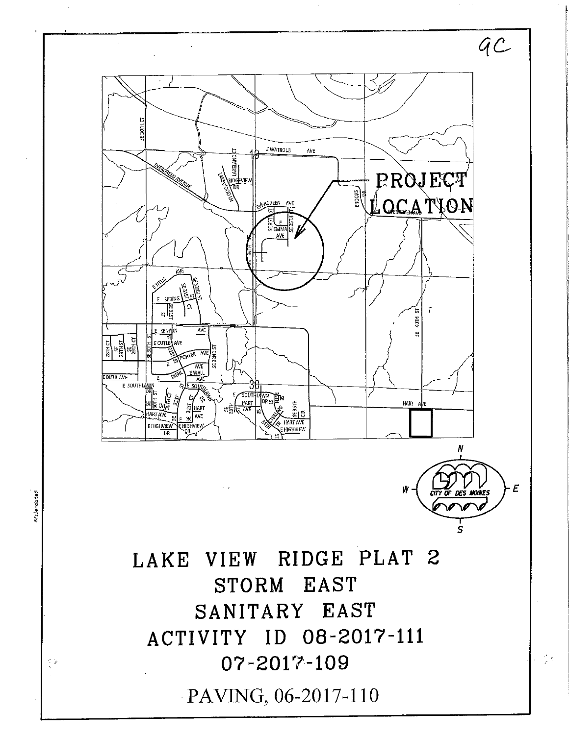9C

PROJECT LOCATION

# LAKE VIEW RIDGE PLAT 2

## STORM EAST

## SANITARY EAST

## ACTIVITY ID 08-2017-111

## 07-2017-109

## PAVING, 06-2017-110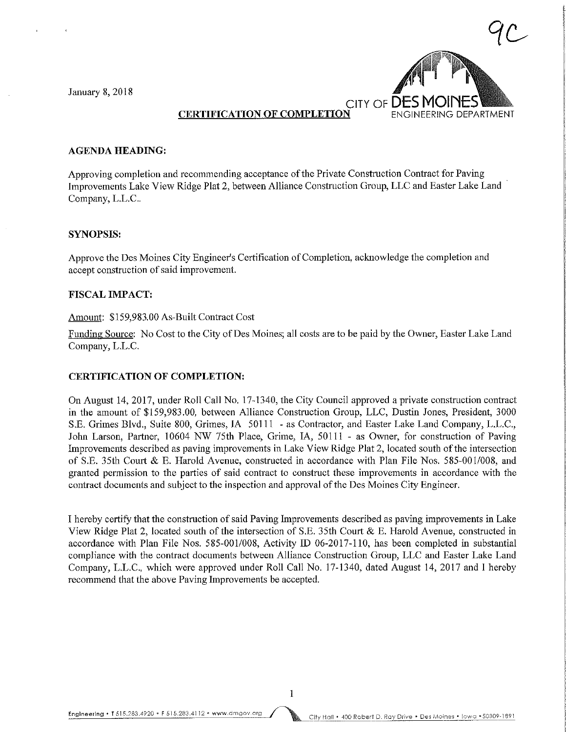9C

January 8, 2018

CITY OF DES MOINES
ENGINEERING DEPARTMENT

**CERTIFICATION OF COMPLETION**

**AGENDA HEADING:**

Approving completion and recommending acceptance of the Private Construction Contract for Paving Improvements Lake View Ridge Plat 2, between Alliance Construction Group, LLC and Easter Lake Land Company, L.L.C..

**SYNOPSIS:**

Approve the Des Moines City Engineer's Certification of Completion, acknowledge the completion and accept construction of said improvement.

**FISCAL IMPACT:**

Amount: $159,983.00 As-Built Contract Cost

Funding Source: No Cost to the City of Des Moines; all costs are to be paid by the Owner, Easter Lake Land Company, L.L.C.

**CERTIFICATION OF COMPLETION:**

On August 14, 2017, under Roll Call No. 17-1340, the City Council approved a private construction contract in the amount of $159,983.00, between Alliance Construction Group, LLC, Dustin Jones, President, 3000 S.E. Grimes Blvd., Suite 800, Grimes, IA 50111 - as Contractor, and Easter Lake Land Company, L.L.C., John Larson, Partner, 10604 NW 75th Place, Grime, IA, 50111 - as Owner, for construction of Paving Improvements described as paving improvements in Lake View Ridge Plat 2, located south of the intersection of S.E. 35th Court & E. Harold Avenue, constructed in accordance with Plan File Nos. 585-001/008, and granted permission to the parties of said contract to construct these improvements in accordance with the contract documents and subject to the inspection and approval of the Des Moines City Engineer.

I hereby certify that the construction of said Paving Improvements described as paving improvements in Lake View Ridge Plat 2, located south of the intersection of S.E. 35th Court & E. Harold Avenue, constructed in accordance with Plan File Nos. 585-001/008, Activity ID 06-2017-110, has been completed in substantial compliance with the contract documents between Alliance Construction Group, LLC and Easter Lake Land Company, L.L.C., which were approved under Roll Call No. 17-1340, dated August 14, 2017 and I hereby recommend that the above Paving Improvements be accepted.

Engineering • T 515.283.4920 • F 515.283.4112 • www.dmgov.org    City Hall • 400 Robert D. Ray Drive • Des Moines • Iowa • 50309-1891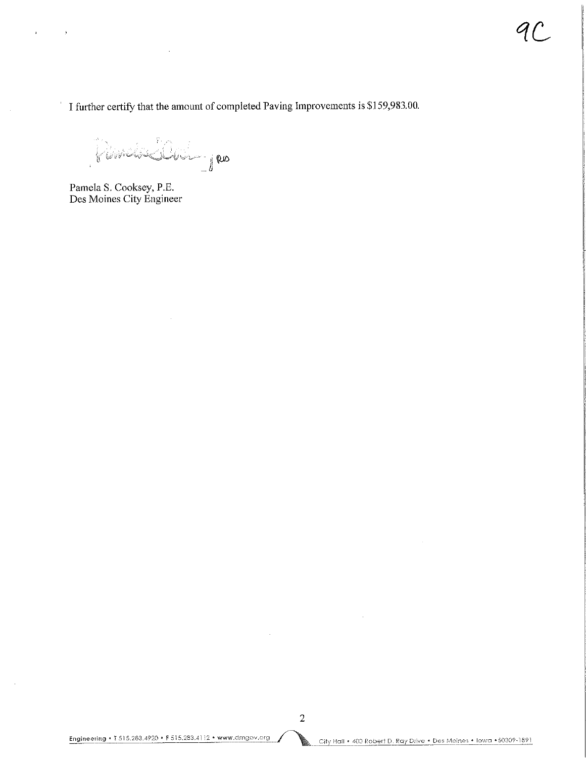9C

I further certify that the amount of completed Paving Improvements is $159,983.00.

Pamela S. Cooksey, P.E.
Des Moines City Engineer

Engineering • T 515.283.4920 • F 515.283.4112 • www.dmgov.org

City Hall • 400 Robert D. Ray Drive • Des Moines • Iowa • 50309-1891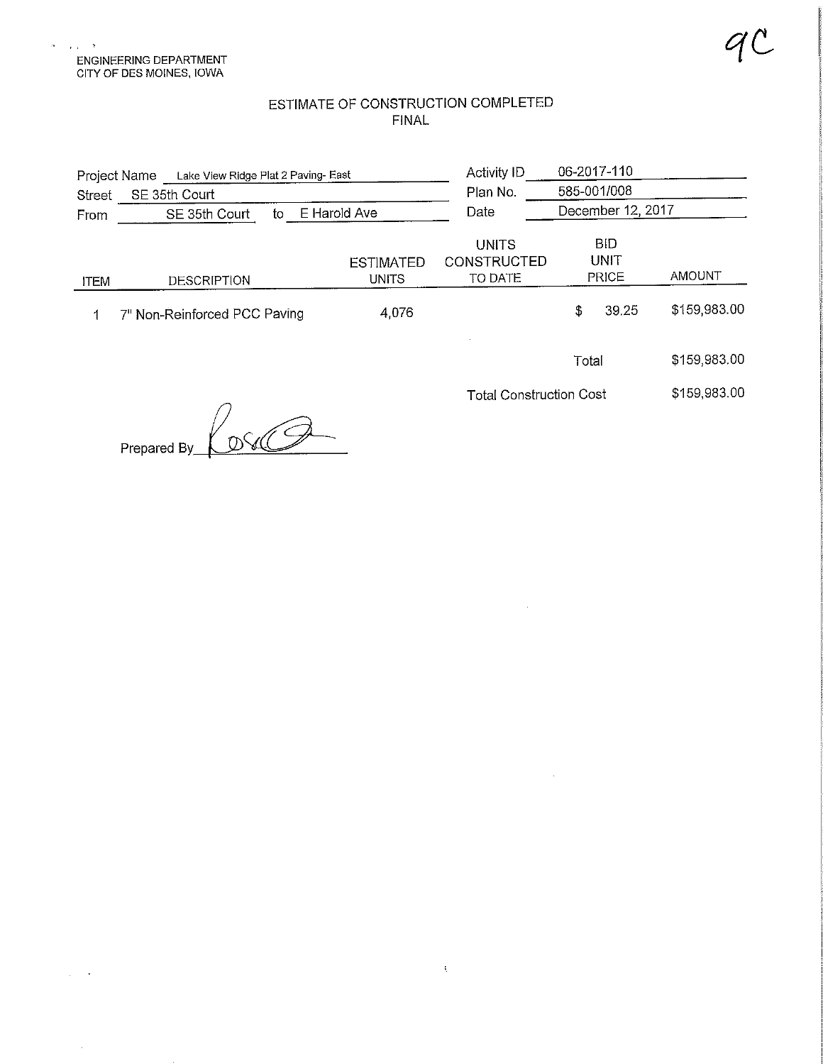9C

ENGINEERING DEPARTMENT
CITY OF DES MOINES, IOWA

# ESTIMATE OF CONSTRUCTION COMPLETED
## FINAL

Project Name: Lake View Ridge Plat 2 Paving- East
Street: SE 35th Court
From: SE 35th Court to E Harold Ave

Activity ID: 06-2017-110
Plan No.: 585-001/008
Date: December 12, 2017

| ITEM | DESCRIPTION | ESTIMATED UNITS | UNITS CONSTRUCTED TO DATE | BID UNIT PRICE | AMOUNT |
|---|---|---|---|---|---|
| 1 | 7" Non-Reinforced PCC Paving | 4,076 | | $ 39.25 | $159,983.00 |
| | | | | Total | $159,983.00 |
| | | | Total Construction Cost | | $159,983.00 |

Prepared By: [signature]